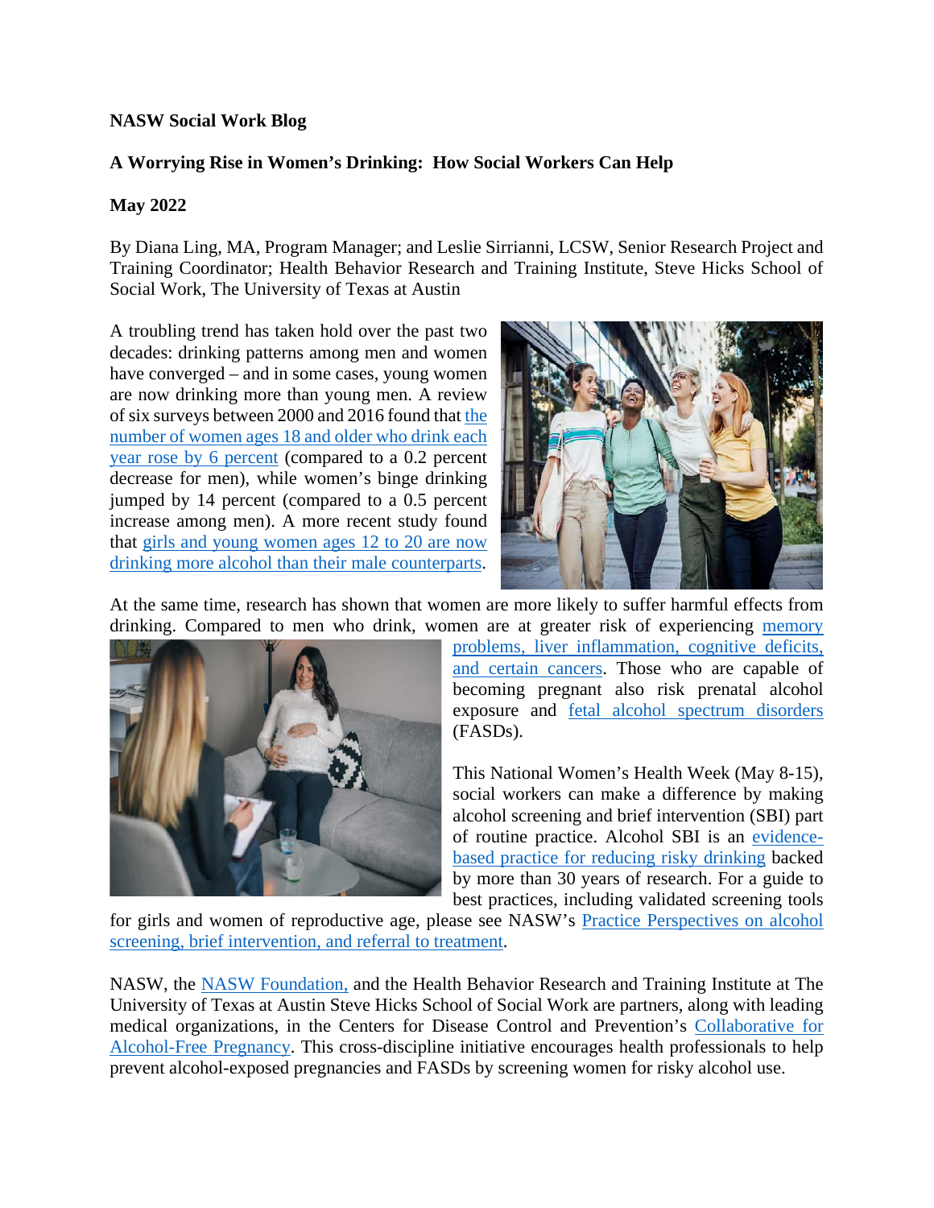**NASW Social Work Blog**

# A Worrying Rise in Women's Drinking: How Social Workers Can Help

**May 2022**

By Diana Ling, MA, Program Manager; and Leslie Sirrianni, LCSW, Senior Research Project and Training Coordinator; Health Behavior Research and Training Institute, Steve Hicks School of Social Work, The University of Texas at Austin

A troubling trend has taken hold over the past two decades: drinking patterns among men and women have converged – and in some cases, young women are now drinking more than young men. A review of six surveys between 2000 and 2016 found that [the number of women ages 18 and older who drink each year rose by 6 percent]() (compared to a 0.2 percent decrease for men), while women's binge drinking jumped by 14 percent (compared to a 0.5 percent increase among men). A more recent study found that [girls and young women ages 12 to 20 are now drinking more alcohol than their male counterparts]().

At the same time, research has shown that women are more likely to suffer harmful effects from drinking. Compared to men who drink, women are at greater risk of experiencing [memory problems, liver inflammation, cognitive deficits, and certain cancers](). Those who are capable of becoming pregnant also risk prenatal alcohol exposure and [fetal alcohol spectrum disorders]() (FASDs).

This National Women's Health Week (May 8-15), social workers can make a difference by making alcohol screening and brief intervention (SBI) part of routine practice. Alcohol SBI is an [evidence-based practice for reducing risky drinking]() backed by more than 30 years of research. For a guide to best practices, including validated screening tools for girls and women of reproductive age, please see NASW's [Practice Perspectives on alcohol screening, brief intervention, and referral to treatment]().

NASW, the [NASW Foundation,]() and the Health Behavior Research and Training Institute at The University of Texas at Austin Steve Hicks School of Social Work are partners, along with leading medical organizations, in the Centers for Disease Control and Prevention's [Collaborative for Alcohol-Free Pregnancy](). This cross-discipline initiative encourages health professionals to help prevent alcohol-exposed pregnancies and FASDs by screening women for risky alcohol use.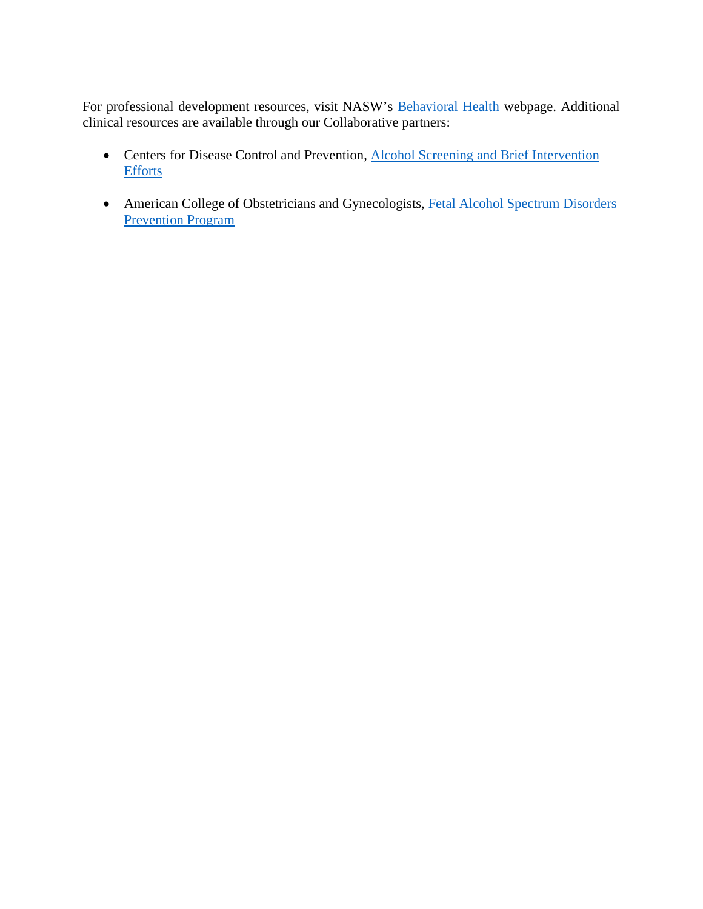For professional development resources, visit NASW's Behavioral Health webpage. Additional clinical resources are available through our Collaborative partners:

- Centers for Disease Control and Prevention, Alcohol Screening and Brief Intervention Efforts
- American College of Obstetricians and Gynecologists, Fetal Alcohol Spectrum Disorders Prevention Program